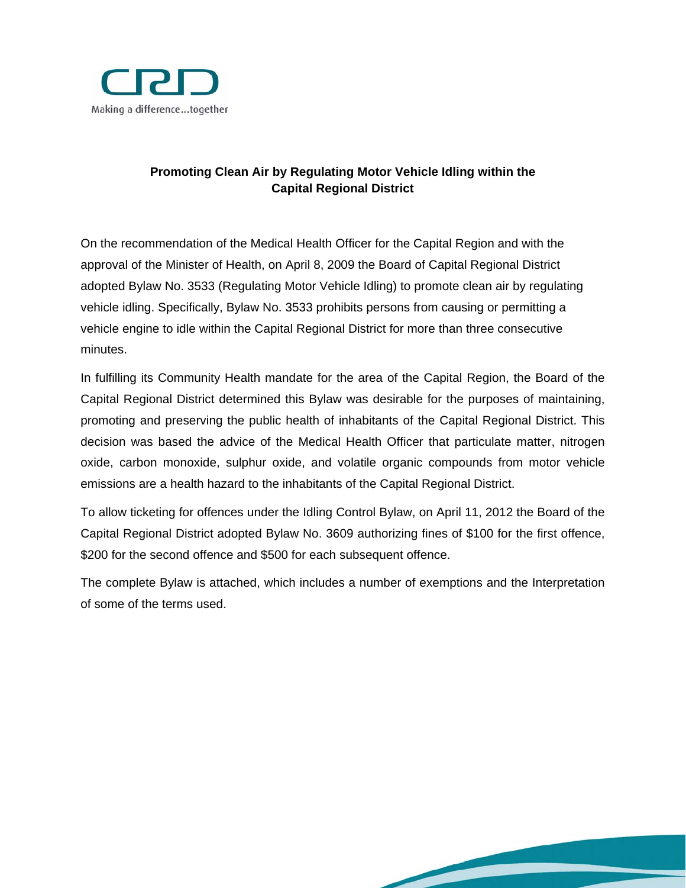CRD

Making a difference...together

**Promoting Clean Air by Regulating Motor Vehicle Idling within the Capital Regional District**

On the recommendation of the Medical Health Officer for the Capital Region and with the approval of the Minister of Health, on April 8, 2009 the Board of Capital Regional District adopted Bylaw No. 3533 (Regulating Motor Vehicle Idling) to promote clean air by regulating vehicle idling. Specifically, Bylaw No. 3533 prohibits persons from causing or permitting a vehicle engine to idle within the Capital Regional District for more than three consecutive minutes.

In fulfilling its Community Health mandate for the area of the Capital Region, the Board of the Capital Regional District determined this Bylaw was desirable for the purposes of maintaining, promoting and preserving the public health of inhabitants of the Capital Regional District. This decision was based the advice of the Medical Health Officer that particulate matter, nitrogen oxide, carbon monoxide, sulphur oxide, and volatile organic compounds from motor vehicle emissions are a health hazard to the inhabitants of the Capital Regional District.

To allow ticketing for offences under the Idling Control Bylaw, on April 11, 2012 the Board of the Capital Regional District adopted Bylaw No. 3609 authorizing fines of $100 for the first offence, $200 for the second offence and $500 for each subsequent offence.

The complete Bylaw is attached, which includes a number of exemptions and the Interpretation of some of the terms used.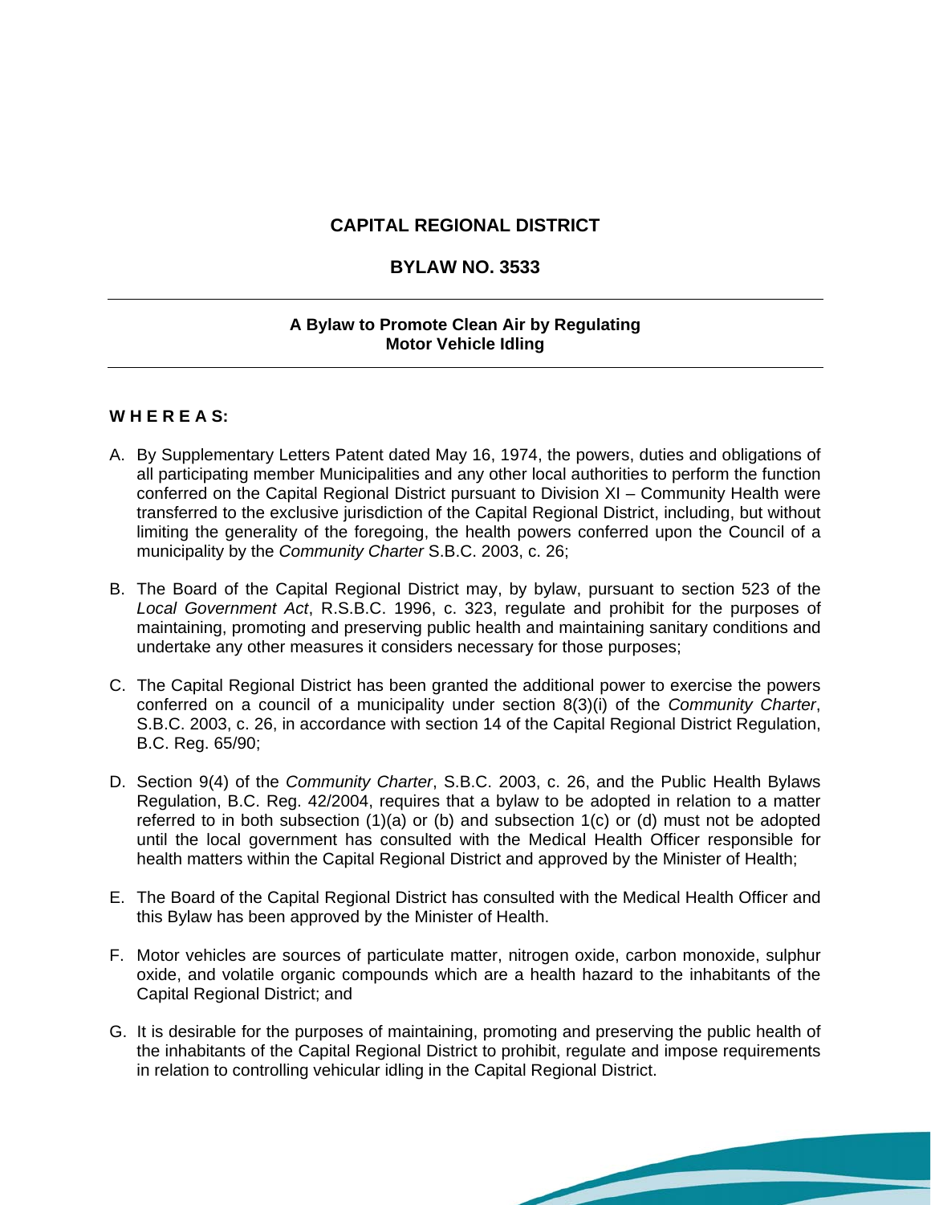# CAPITAL REGIONAL DISTRICT

## BYLAW NO. 3533

---

**A Bylaw to Promote Clean Air by Regulating Motor Vehicle Idling**

---

**W H E R E A S:**

A. By Supplementary Letters Patent dated May 16, 1974, the powers, duties and obligations of all participating member Municipalities and any other local authorities to perform the function conferred on the Capital Regional District pursuant to Division XI – Community Health were transferred to the exclusive jurisdiction of the Capital Regional District, including, but without limiting the generality of the foregoing, the health powers conferred upon the Council of a municipality by the *Community Charter* S.B.C. 2003, c. 26;

B. The Board of the Capital Regional District may, by bylaw, pursuant to section 523 of the *Local Government Act*, R.S.B.C. 1996, c. 323, regulate and prohibit for the purposes of maintaining, promoting and preserving public health and maintaining sanitary conditions and undertake any other measures it considers necessary for those purposes;

C. The Capital Regional District has been granted the additional power to exercise the powers conferred on a council of a municipality under section 8(3)(i) of the *Community Charter*, S.B.C. 2003, c. 26, in accordance with section 14 of the Capital Regional District Regulation, B.C. Reg. 65/90;

D. Section 9(4) of the *Community Charter*, S.B.C. 2003, c. 26, and the Public Health Bylaws Regulation, B.C. Reg. 42/2004, requires that a bylaw to be adopted in relation to a matter referred to in both subsection (1)(a) or (b) and subsection 1(c) or (d) must not be adopted until the local government has consulted with the Medical Health Officer responsible for health matters within the Capital Regional District and approved by the Minister of Health;

E. The Board of the Capital Regional District has consulted with the Medical Health Officer and this Bylaw has been approved by the Minister of Health.

F. Motor vehicles are sources of particulate matter, nitrogen oxide, carbon monoxide, sulphur oxide, and volatile organic compounds which are a health hazard to the inhabitants of the Capital Regional District; and

G. It is desirable for the purposes of maintaining, promoting and preserving the public health of the inhabitants of the Capital Regional District to prohibit, regulate and impose requirements in relation to controlling vehicular idling in the Capital Regional District.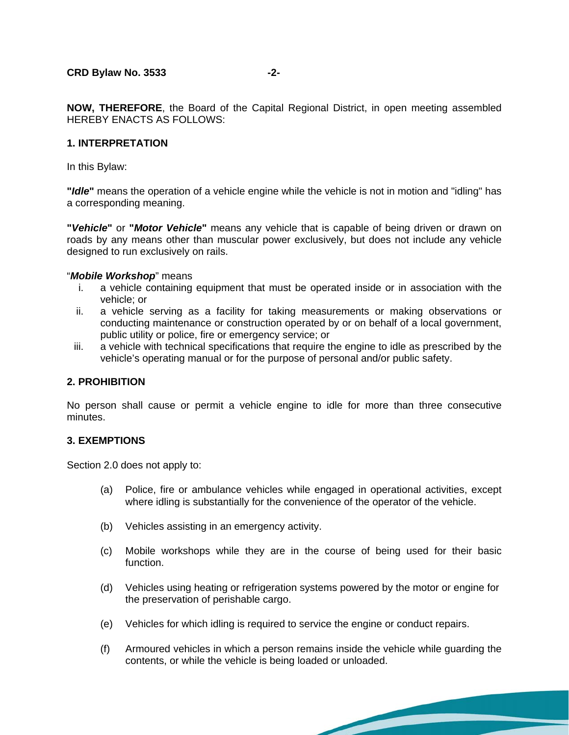**NOW, THEREFORE**, the Board of the Capital Regional District, in open meeting assembled HEREBY ENACTS AS FOLLOWS:

## 1. INTERPRETATION

In this Bylaw:

**"*Idle*"** means the operation of a vehicle engine while the vehicle is not in motion and "idling" has a corresponding meaning.

**"*Vehicle*"** or **"*Motor Vehicle*"** means any vehicle that is capable of being driven or drawn on roads by any means other than muscular power exclusively, but does not include any vehicle designed to run exclusively on rails.

"***Mobile Workshop***" means

i. a vehicle containing equipment that must be operated inside or in association with the vehicle; or
ii. a vehicle serving as a facility for taking measurements or making observations or conducting maintenance or construction operated by or on behalf of a local government, public utility or police, fire or emergency service; or
iii. a vehicle with technical specifications that require the engine to idle as prescribed by the vehicle's operating manual or for the purpose of personal and/or public safety.

## 2. PROHIBITION

No person shall cause or permit a vehicle engine to idle for more than three consecutive minutes.

## 3. EXEMPTIONS

Section 2.0 does not apply to:

(a) Police, fire or ambulance vehicles while engaged in operational activities, except where idling is substantially for the convenience of the operator of the vehicle.

(b) Vehicles assisting in an emergency activity.

(c) Mobile workshops while they are in the course of being used for their basic function.

(d) Vehicles using heating or refrigeration systems powered by the motor or engine for the preservation of perishable cargo.

(e) Vehicles for which idling is required to service the engine or conduct repairs.

(f) Armoured vehicles in which a person remains inside the vehicle while guarding the contents, or while the vehicle is being loaded or unloaded.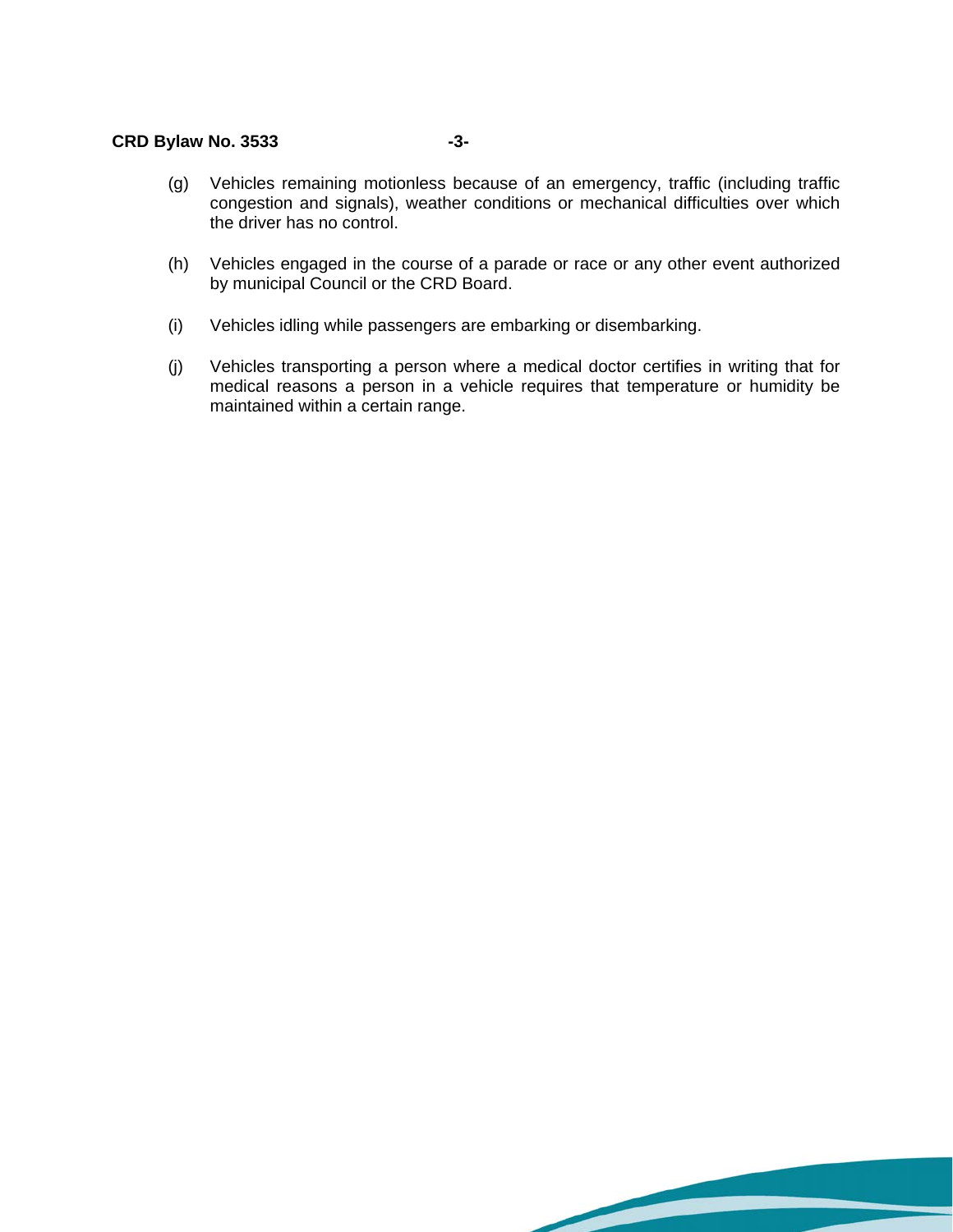(g) Vehicles remaining motionless because of an emergency, traffic (including traffic congestion and signals), weather conditions or mechanical difficulties over which the driver has no control.

(h) Vehicles engaged in the course of a parade or race or any other event authorized by municipal Council or the CRD Board.

(i) Vehicles idling while passengers are embarking or disembarking.

(j) Vehicles transporting a person where a medical doctor certifies in writing that for medical reasons a person in a vehicle requires that temperature or humidity be maintained within a certain range.